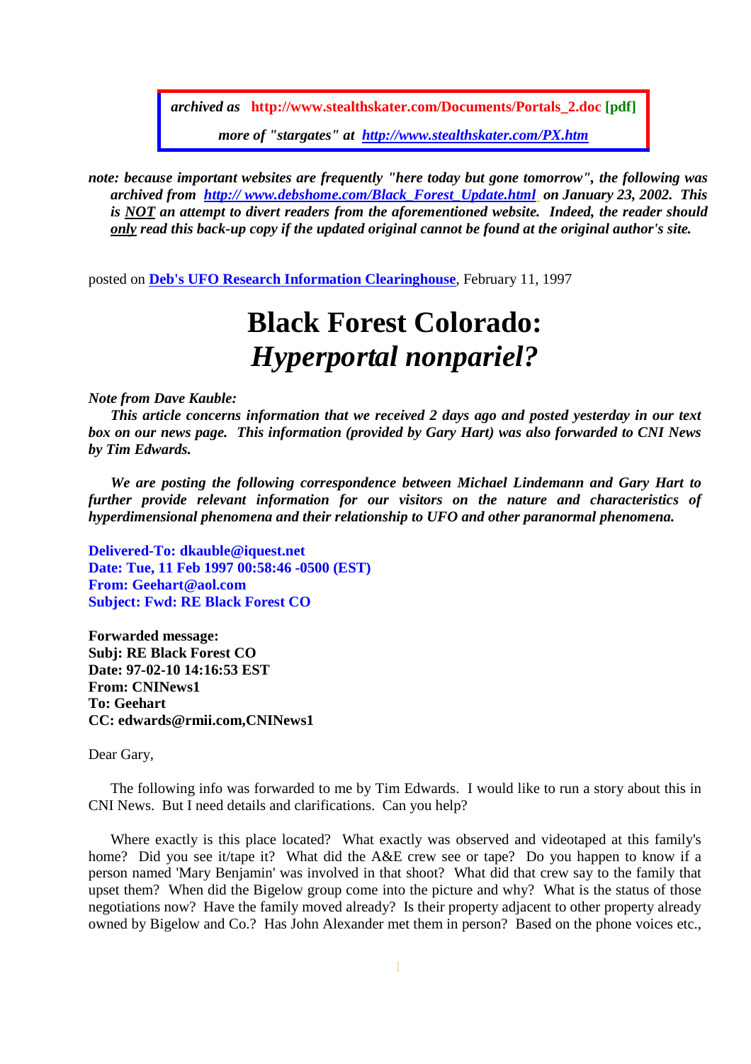*archived as* **http://www.stealthskater.com/Documents/Portals_2.doc [pdf]**

***more of "stargates" at [http://www.stealthskater.com/PX.htm](http://www.stealthskater.com/PX.htm)***

***note: because important websites are frequently "here today but gone tomorrow", the following was archived from [http:// www.debshome.com/Black_Forest_Update.html](http://www.debshome.com/Black_Forest_Update.html) on January 23, 2002. This is NOT an attempt to divert readers from the aforementioned website. Indeed, the reader should only read this back-up copy if the updated original cannot be found at the original author's site.***

posted on **Deb's UFO Research Information Clearinghouse**, February 11, 1997

# Black Forest Colorado: *Hyperportal nonpariel?*

***Note from Dave Kauble:***

***This article concerns information that we received 2 days ago and posted yesterday in our text box on our news page. This information (provided by Gary Hart) was also forwarded to CNI News by Tim Edwards.***

***We are posting the following correspondence between Michael Lindemann and Gary Hart to further provide relevant information for our visitors on the nature and characteristics of hyperdimensional phenomena and their relationship to UFO and other paranormal phenomena.***

**Delivered-To: dkauble@iquest.net**
**Date: Tue, 11 Feb 1997 00:58:46 -0500 (EST)**
**From: Geehart@aol.com**
**Subject: Fwd: RE Black Forest CO**

**Forwarded message:**
**Subj: RE Black Forest CO**
**Date: 97-02-10 14:16:53 EST**
**From: CNINews1**
**To: Geehart**
**CC: edwards@rmii.com,CNINews1**

Dear Gary,

The following info was forwarded to me by Tim Edwards. I would like to run a story about this in CNI News. But I need details and clarifications. Can you help?

Where exactly is this place located? What exactly was observed and videotaped at this family's home? Did you see it/tape it? What did the A&E crew see or tape? Do you happen to know if a person named 'Mary Benjamin' was involved in that shoot? What did that crew say to the family that upset them? When did the Bigelow group come into the picture and why? What is the status of those negotiations now? Have the family moved already? Is their property adjacent to other property already owned by Bigelow and Co.? Has John Alexander met them in person? Based on the phone voices etc.,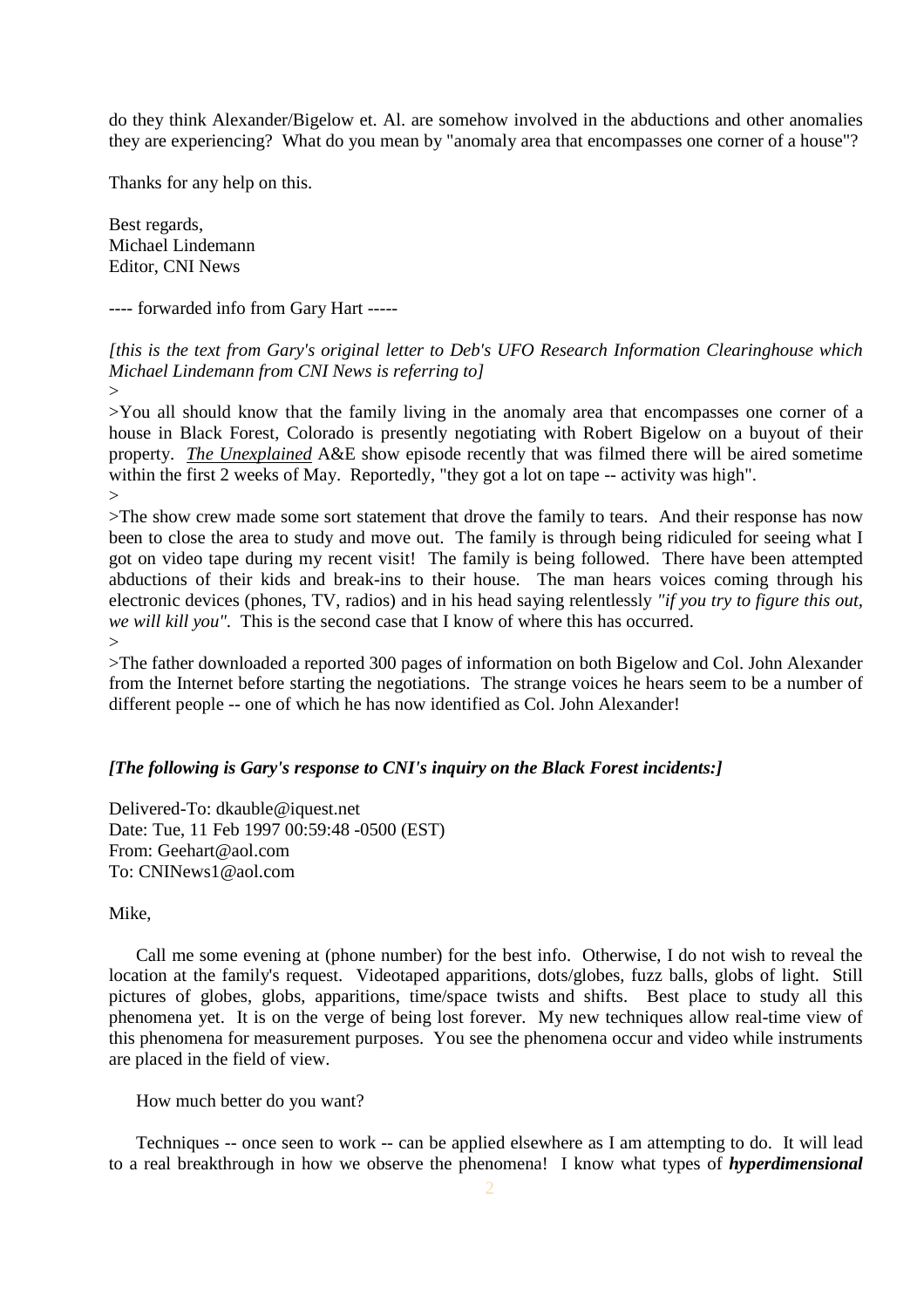do they think Alexander/Bigelow et. Al. are somehow involved in the abductions and other anomalies they are experiencing? What do you mean by "anomaly area that encompasses one corner of a house"?

Thanks for any help on this.

Best regards,
Michael Lindemann
Editor, CNI News

---- forwarded info from Gary Hart -----

*[this is the text from Gary's original letter to Deb's UFO Research Information Clearinghouse which Michael Lindemann from CNI News is referring to]*

>
>You all should know that the family living in the anomaly area that encompasses one corner of a house in Black Forest, Colorado is presently negotiating with Robert Bigelow on a buyout of their property. ***The Unexplained*** A&E show episode recently that was filmed there will be aired sometime within the first 2 weeks of May. Reportedly, "they got a lot on tape -- activity was high".
>
>The show crew made some sort statement that drove the family to tears. And their response has now been to close the area to study and move out. The family is through being ridiculed for seeing what I got on video tape during my recent visit! The family is being followed. There have been attempted abductions of their kids and break-ins to their house. The man hears voices coming through his electronic devices (phones, TV, radios) and in his head saying relentlessly *"if you try to figure this out, we will kill you"*. This is the second case that I know of where this has occurred.
>
>The father downloaded a reported 300 pages of information on both Bigelow and Col. John Alexander from the Internet before starting the negotiations. The strange voices he hears seem to be a number of different people -- one of which he has now identified as Col. John Alexander!

***[The following is Gary's response to CNI's inquiry on the Black Forest incidents:]***

Delivered-To: dkauble@iquest.net
Date: Tue, 11 Feb 1997 00:59:48 -0500 (EST)
From: Geehart@aol.com
To: CNINews1@aol.com

Mike,

Call me some evening at (phone number) for the best info. Otherwise, I do not wish to reveal the location at the family's request. Videotaped apparitions, dots/globes, fuzz balls, globs of light. Still pictures of globes, globs, apparitions, time/space twists and shifts. Best place to study all this phenomena yet. It is on the verge of being lost forever. My new techniques allow real-time view of this phenomena for measurement purposes. You see the phenomena occur and video while instruments are placed in the field of view.

How much better do you want?

Techniques -- once seen to work -- can be applied elsewhere as I am attempting to do. It will lead to a real breakthrough in how we observe the phenomena! I know what types of ***hyperdimensional***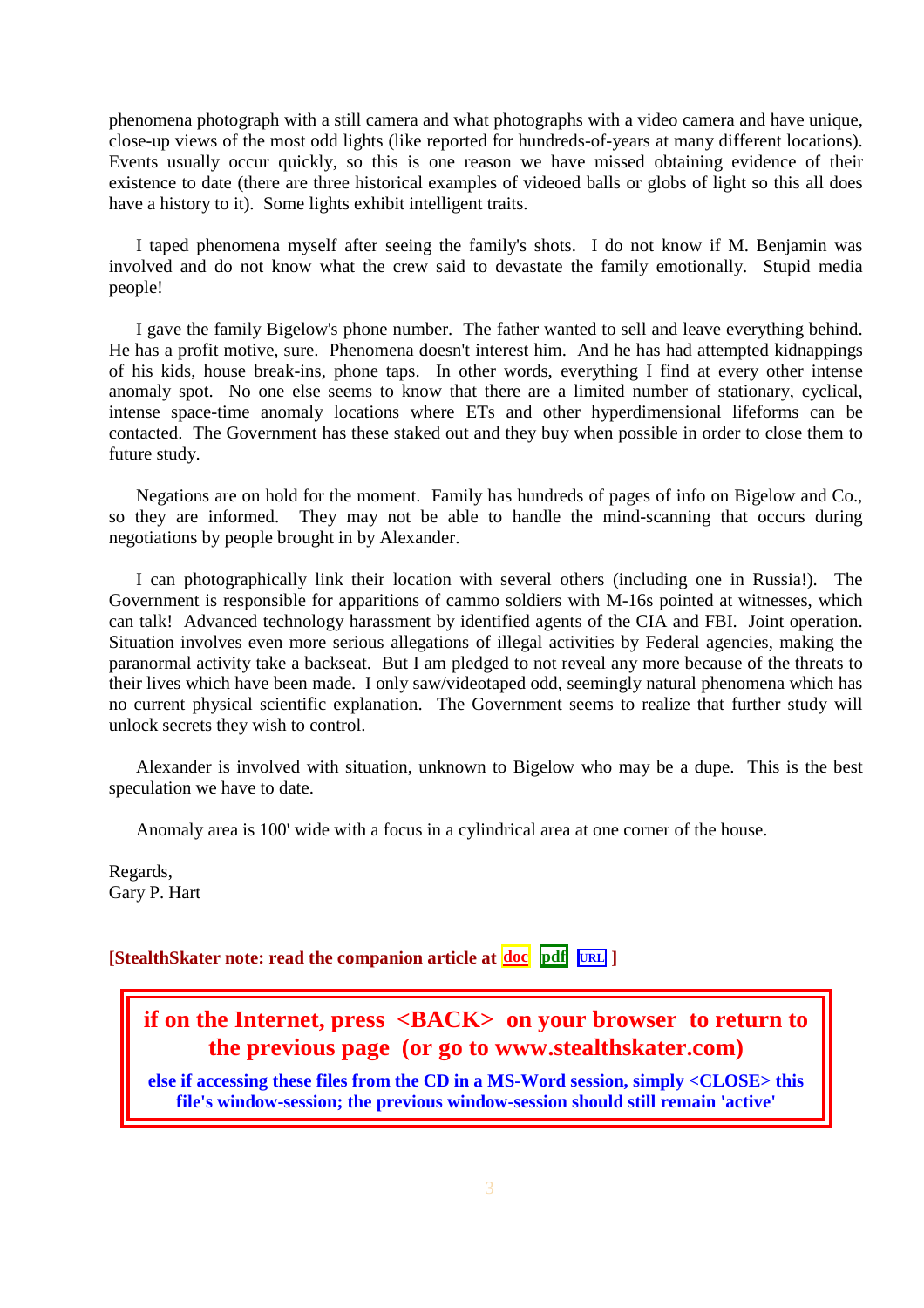phenomena photograph with a still camera and what photographs with a video camera and have unique, close-up views of the most odd lights (like reported for hundreds-of-years at many different locations). Events usually occur quickly, so this is one reason we have missed obtaining evidence of their existence to date (there are three historical examples of videoed balls or globs of light so this all does have a history to it). Some lights exhibit intelligent traits.

I taped phenomena myself after seeing the family's shots. I do not know if M. Benjamin was involved and do not know what the crew said to devastate the family emotionally. Stupid media people!

I gave the family Bigelow's phone number. The father wanted to sell and leave everything behind. He has a profit motive, sure. Phenomena doesn't interest him. And he has had attempted kidnappings of his kids, house break-ins, phone taps. In other words, everything I find at every other intense anomaly spot. No one else seems to know that there are a limited number of stationary, cyclical, intense space-time anomaly locations where ETs and other hyperdimensional lifeforms can be contacted. The Government has these staked out and they buy when possible in order to close them to future study.

Negations are on hold for the moment. Family has hundreds of pages of info on Bigelow and Co., so they are informed. They may not be able to handle the mind-scanning that occurs during negotiations by people brought in by Alexander.

I can photographically link their location with several others (including one in Russia!). The Government is responsible for apparitions of cammo soldiers with M-16s pointed at witnesses, which can talk! Advanced technology harassment by identified agents of the CIA and FBI. Joint operation. Situation involves even more serious allegations of illegal activities by Federal agencies, making the paranormal activity take a backseat. But I am pledged to not reveal any more because of the threats to their lives which have been made. I only saw/videotaped odd, seemingly natural phenomena which has no current physical scientific explanation. The Government seems to realize that further study will unlock secrets they wish to control.

Alexander is involved with situation, unknown to Bigelow who may be a dupe. This is the best speculation we have to date.

Anomaly area is 100' wide with a focus in a cylindrical area at one corner of the house.

Regards,
Gary P. Hart

**[StealthSkater note: read the companion article at doc pdf URL ]**

**if on the Internet, press <BACK> on your browser to return to the previous page (or go to www.stealthskater.com)**

**else if accessing these files from the CD in a MS-Word session, simply <CLOSE> this file's window-session; the previous window-session should still remain 'active'**